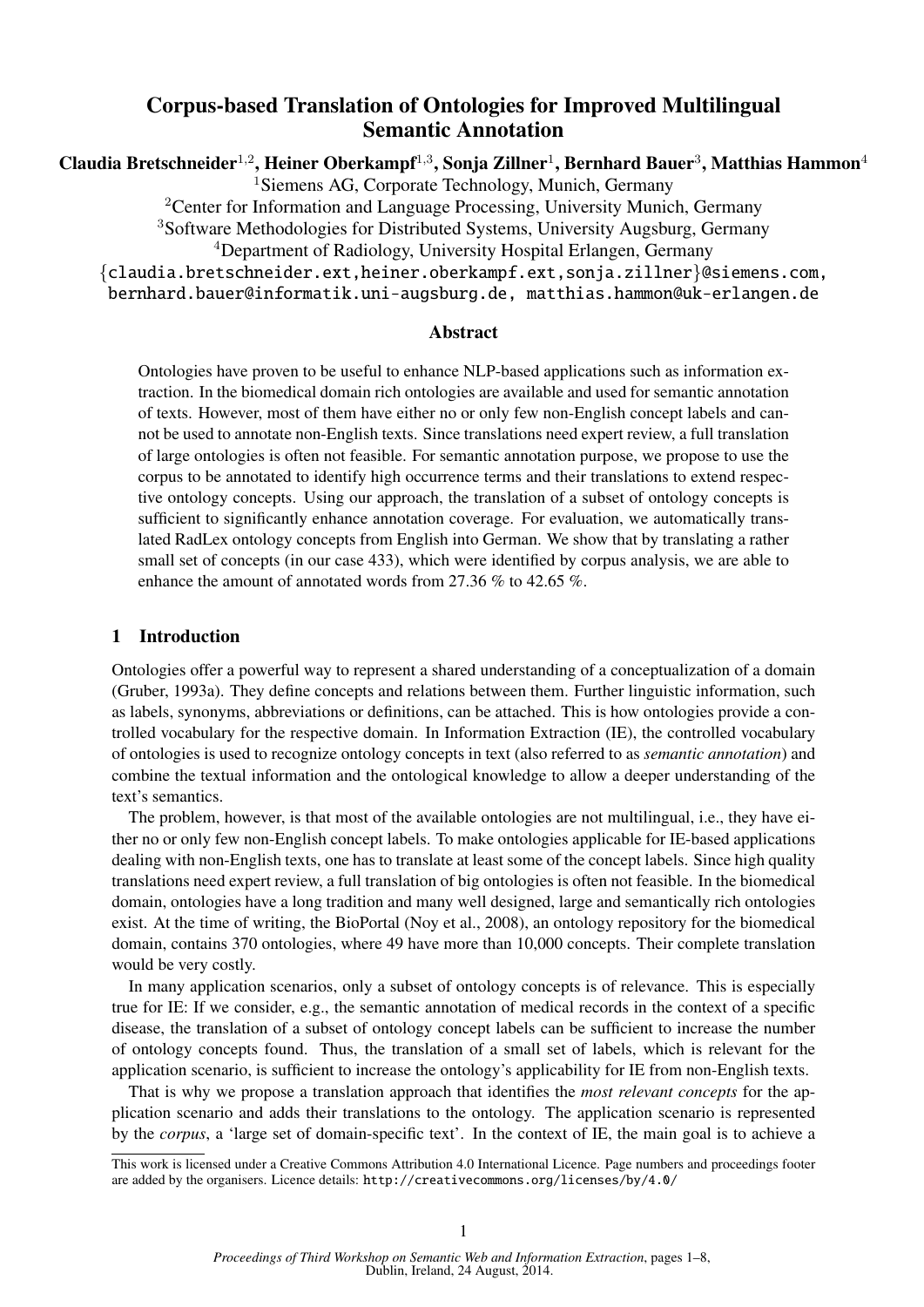# Corpus-based Translation of Ontologies for Improved Multilingual Semantic Annotation

**Claudia Bretschneider**[1,2], **Heiner Oberkampf**[1,3], **Sonja Zillner**[1], **Bernhard Bauer**[3], **Matthias Hammon**[4]

[1]Siemens AG, Corporate Technology, Munich, Germany
[2]Center for Information and Language Processing, University Munich, Germany
[3]Software Methodologies for Distributed Systems, University Augsburg, Germany
[4]Department of Radiology, University Hospital Erlangen, Germany

{claudia.bretschneider.ext,heiner.oberkampf.ext,sonja.zillner}@siemens.com, bernhard.bauer@informatik.uni-augsburg.de, matthias.hammon@uk-erlangen.de

## Abstract

Ontologies have proven to be useful to enhance NLP-based applications such as information extraction. In the biomedical domain rich ontologies are available and used for semantic annotation of texts. However, most of them have either no or only few non-English concept labels and cannot be used to annotate non-English texts. Since translations need expert review, a full translation of large ontologies is often not feasible. For semantic annotation purpose, we propose to use the corpus to be annotated to identify high occurrence terms and their translations to extend respective ontology concepts. Using our approach, the translation of a subset of ontology concepts is sufficient to significantly enhance annotation coverage. For evaluation, we automatically translated RadLex ontology concepts from English into German. We show that by translating a rather small set of concepts (in our case 433), which were identified by corpus analysis, we are able to enhance the amount of annotated words from 27.36 % to 42.65 %.

## 1 Introduction

Ontologies offer a powerful way to represent a shared understanding of a conceptualization of a domain (Gruber, 1993a). They define concepts and relations between them. Further linguistic information, such as labels, synonyms, abbreviations or definitions, can be attached. This is how ontologies provide a controlled vocabulary for the respective domain. In Information Extraction (IE), the controlled vocabulary of ontologies is used to recognize ontology concepts in text (also referred to as *semantic annotation*) and combine the textual information and the ontological knowledge to allow a deeper understanding of the text's semantics.

The problem, however, is that most of the available ontologies are not multilingual, i.e., they have either no or only few non-English concept labels. To make ontologies applicable for IE-based applications dealing with non-English texts, one has to translate at least some of the concept labels. Since high quality translations need expert review, a full translation of big ontologies is often not feasible. In the biomedical domain, ontologies have a long tradition and many well designed, large and semantically rich ontologies exist. At the time of writing, the BioPortal (Noy et al., 2008), an ontology repository for the biomedical domain, contains 370 ontologies, where 49 have more than 10,000 concepts. Their complete translation would be very costly.

In many application scenarios, only a subset of ontology concepts is of relevance. This is especially true for IE: If we consider, e.g., the semantic annotation of medical records in the context of a specific disease, the translation of a subset of ontology concept labels can be sufficient to increase the number of ontology concepts found. Thus, the translation of a small set of labels, which is relevant for the application scenario, is sufficient to increase the ontology's applicability for IE from non-English texts.

That is why we propose a translation approach that identifies the *most relevant concepts* for the application scenario and adds their translations to the ontology. The application scenario is represented by the *corpus*, a 'large set of domain-specific text'. In the context of IE, the main goal is to achieve a

This work is licensed under a Creative Commons Attribution 4.0 International Licence. Page numbers and proceedings footer are added by the organisers. Licence details: http://creativecommons.org/licenses/by/4.0/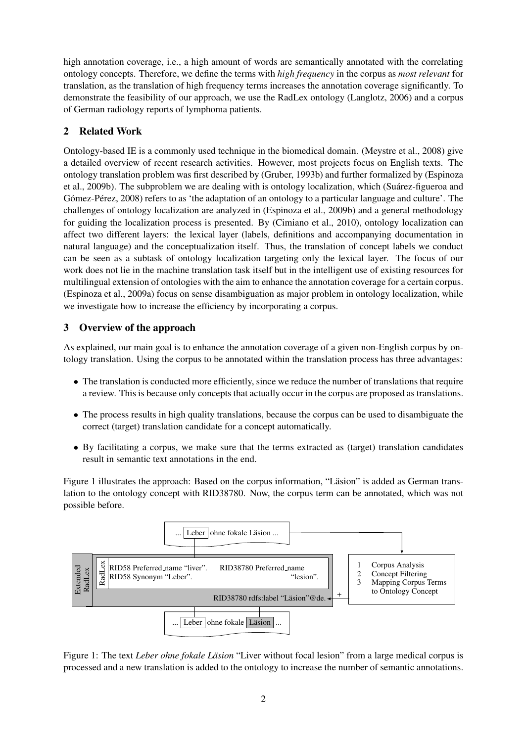high annotation coverage, i.e., a high amount of words are semantically annotated with the correlating ontology concepts. Therefore, we define the terms with *high frequency* in the corpus as *most relevant* for translation, as the translation of high frequency terms increases the annotation coverage significantly. To demonstrate the feasibility of our approach, we use the RadLex ontology (Langlotz, 2006) and a corpus of German radiology reports of lymphoma patients.

## 2 Related Work

Ontology-based IE is a commonly used technique in the biomedical domain. (Meystre et al., 2008) give a detailed overview of recent research activities. However, most projects focus on English texts. The ontology translation problem was first described by (Gruber, 1993b) and further formalized by (Espinoza et al., 2009b). The subproblem we are dealing with is ontology localization, which (Suárez-figueroa and Gómez-Pérez, 2008) refers to as 'the adaptation of an ontology to a particular language and culture'. The challenges of ontology localization are analyzed in (Espinoza et al., 2009b) and a general methodology for guiding the localization process is presented. By (Cimiano et al., 2010), ontology localization can affect two different layers: the lexical layer (labels, definitions and accompanying documentation in natural language) and the conceptualization itself. Thus, the translation of concept labels we conduct can be seen as a subtask of ontology localization targeting only the lexical layer. The focus of our work does not lie in the machine translation task itself but in the intelligent use of existing resources for multilingual extension of ontologies with the aim to enhance the annotation coverage for a certain corpus. (Espinoza et al., 2009a) focus on sense disambiguation as major problem in ontology localization, while we investigate how to increase the efficiency by incorporating a corpus.

## 3 Overview of the approach

As explained, our main goal is to enhance the annotation coverage of a given non-English corpus by ontology translation. Using the corpus to be annotated within the translation process has three advantages:

- The translation is conducted more efficiently, since we reduce the number of translations that require a review. This is because only concepts that actually occur in the corpus are proposed as translations.
- The process results in high quality translations, because the corpus can be used to disambiguate the correct (target) translation candidate for a concept automatically.
- By facilitating a corpus, we make sure that the terms extracted as (target) translation candidates result in semantic text annotations in the end.

Figure 1 illustrates the approach: Based on the corpus information, "Läsion" is added as German translation to the ontology concept with RID38780. Now, the corpus term can be annotated, which was not possible before.

... Leber ohne fokale Läsion ...

Extended RadLex — RadLex: RID58 Preferred_name "liver". RID58 Synonym "Leber". RID38780 Preferred_name "lesion". RID38780 rdfs:label "Läsion"@de. +

1 Corpus Analysis
2 Concept Filtering
3 Mapping Corpus Terms to Ontology Concept

... Leber ohne fokale Läsion ...

Figure 1: The text *Leber ohne fokale Läsion* "Liver without focal lesion" from a large medical corpus is processed and a new translation is added to the ontology to increase the number of semantic annotations.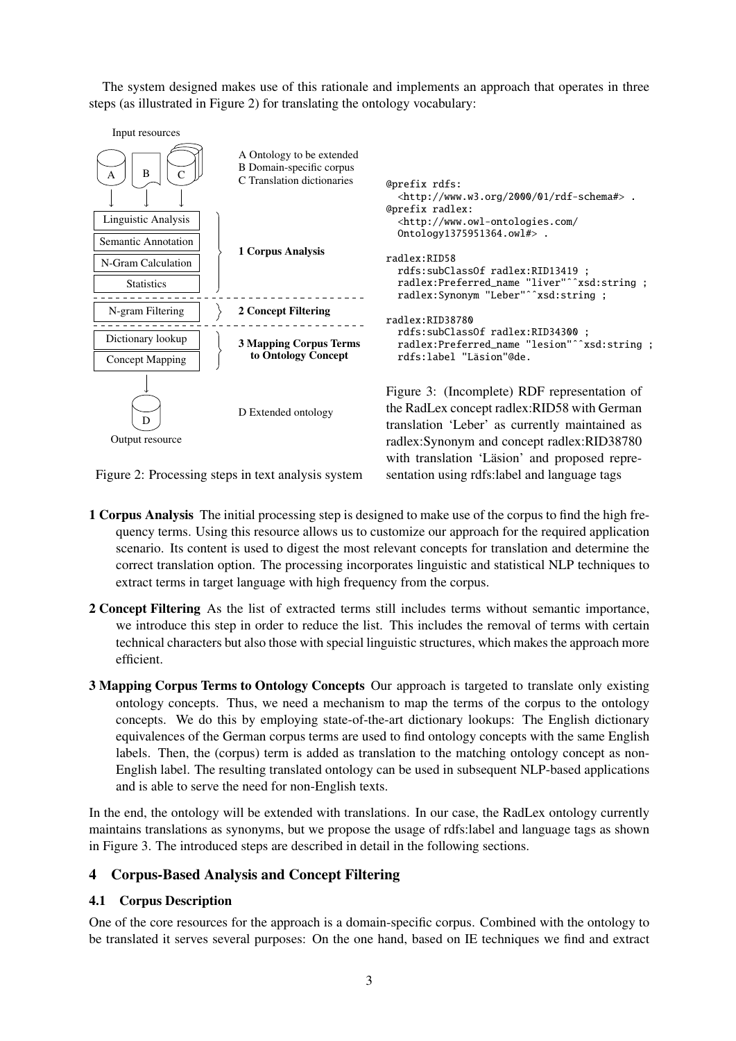The system designed makes use of this rationale and implements an approach that operates in three steps (as illustrated in Figure 2) for translating the ontology vocabulary:

Input resources

A Ontology to be extended
B Domain-specific corpus
C Translation dictionaries

Linguistic Analysis
Semantic Annotation
N-Gram Calculation
Statistics

1 Corpus Analysis

N-gram Filtering

2 Concept Filtering

Dictionary lookup
Concept Mapping

3 Mapping Corpus Terms to Ontology Concept

D Extended ontology

Output resource

Figure 2: Processing steps in text analysis system

```
@prefix rdfs:
  <http://www.w3.org/2000/01/rdf-schema#> .
@prefix radlex:
  <http://www.owl-ontologies.com/
  Ontology1375951364.owl#> .

radlex:RID58
  rdfs:subClassOf radlex:RID13419 ;
  radlex:Preferred_name "liver"^^xsd:string ;
  radlex:Synonym "Leber"^^xsd:string ;

radlex:RID38780
  rdfs:subClassOf radlex:RID34300 ;
  radlex:Preferred_name "lesion"^^xsd:string ;
  rdfs:label "Läsion"@de.
```

Figure 3: (Incomplete) RDF representation of the RadLex concept radlex:RID58 with German translation 'Leber' as currently maintained as radlex:Synonym and concept radlex:RID38780 with translation 'Läsion' and proposed representation using rdfs:label and language tags

**1 Corpus Analysis** The initial processing step is designed to make use of the corpus to find the high frequency terms. Using this resource allows us to customize our approach for the required application scenario. Its content is used to digest the most relevant concepts for translation and determine the correct translation option. The processing incorporates linguistic and statistical NLP techniques to extract terms in target language with high frequency from the corpus.

**2 Concept Filtering** As the list of extracted terms still includes terms without semantic importance, we introduce this step in order to reduce the list. This includes the removal of terms with certain technical characters but also those with special linguistic structures, which makes the approach more efficient.

**3 Mapping Corpus Terms to Ontology Concepts** Our approach is targeted to translate only existing ontology concepts. Thus, we need a mechanism to map the terms of the corpus to the ontology concepts. We do this by employing state-of-the-art dictionary lookups: The English dictionary equivalences of the German corpus terms are used to find ontology concepts with the same English labels. Then, the (corpus) term is added as translation to the matching ontology concept as non-English label. The resulting translated ontology can be used in subsequent NLP-based applications and is able to serve the need for non-English texts.

In the end, the ontology will be extended with translations. In our case, the RadLex ontology currently maintains translations as synonyms, but we propose the usage of rdfs:label and language tags as shown in Figure 3. The introduced steps are described in detail in the following sections.

## 4 Corpus-Based Analysis and Concept Filtering

### 4.1 Corpus Description

One of the core resources for the approach is a domain-specific corpus. Combined with the ontology to be translated it serves several purposes: On the one hand, based on IE techniques we find and extract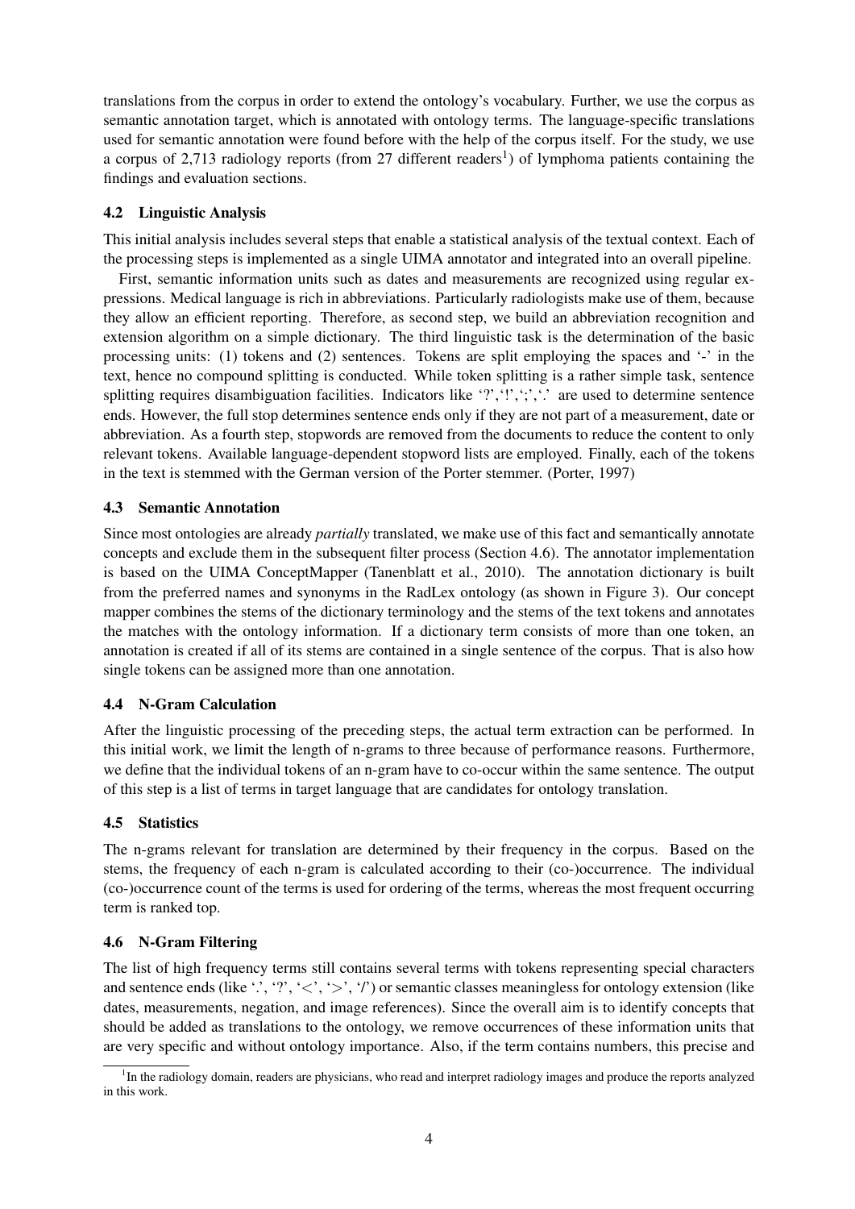translations from the corpus in order to extend the ontology's vocabulary. Further, we use the corpus as semantic annotation target, which is annotated with ontology terms. The language-specific translations used for semantic annotation were found before with the help of the corpus itself. For the study, we use a corpus of 2,713 radiology reports (from 27 different readers[1]) of lymphoma patients containing the findings and evaluation sections.

### 4.2 Linguistic Analysis

This initial analysis includes several steps that enable a statistical analysis of the textual context. Each of the processing steps is implemented as a single UIMA annotator and integrated into an overall pipeline.

First, semantic information units such as dates and measurements are recognized using regular expressions. Medical language is rich in abbreviations. Particularly radiologists make use of them, because they allow an efficient reporting. Therefore, as second step, we build an abbreviation recognition and extension algorithm on a simple dictionary. The third linguistic task is the determination of the basic processing units: (1) tokens and (2) sentences. Tokens are split employing the spaces and '-' in the text, hence no compound splitting is conducted. While token splitting is a rather simple task, sentence splitting requires disambiguation facilities. Indicators like '?','!',';','.' are used to determine sentence ends. However, the full stop determines sentence ends only if they are not part of a measurement, date or abbreviation. As a fourth step, stopwords are removed from the documents to reduce the content to only relevant tokens. Available language-dependent stopword lists are employed. Finally, each of the tokens in the text is stemmed with the German version of the Porter stemmer. (Porter, 1997)

### 4.3 Semantic Annotation

Since most ontologies are already *partially* translated, we make use of this fact and semantically annotate concepts and exclude them in the subsequent filter process (Section 4.6). The annotator implementation is based on the UIMA ConceptMapper (Tanenblatt et al., 2010). The annotation dictionary is built from the preferred names and synonyms in the RadLex ontology (as shown in Figure 3). Our concept mapper combines the stems of the dictionary terminology and the stems of the text tokens and annotates the matches with the ontology information. If a dictionary term consists of more than one token, an annotation is created if all of its stems are contained in a single sentence of the corpus. That is also how single tokens can be assigned more than one annotation.

### 4.4 N-Gram Calculation

After the linguistic processing of the preceding steps, the actual term extraction can be performed. In this initial work, we limit the length of n-grams to three because of performance reasons. Furthermore, we define that the individual tokens of an n-gram have to co-occur within the same sentence. The output of this step is a list of terms in target language that are candidates for ontology translation.

### 4.5 Statistics

The n-grams relevant for translation are determined by their frequency in the corpus. Based on the stems, the frequency of each n-gram is calculated according to their (co-)occurrence. The individual (co-)occurrence count of the terms is used for ordering of the terms, whereas the most frequent occurring term is ranked top.

### 4.6 N-Gram Filtering

The list of high frequency terms still contains several terms with tokens representing special characters and sentence ends (like '.', '?', '<', '>', '/') or semantic classes meaningless for ontology extension (like dates, measurements, negation, and image references). Since the overall aim is to identify concepts that should be added as translations to the ontology, we remove occurrences of these information units that are very specific and without ontology importance. Also, if the term contains numbers, this precise and

[1] In the radiology domain, readers are physicians, who read and interpret radiology images and produce the reports analyzed in this work.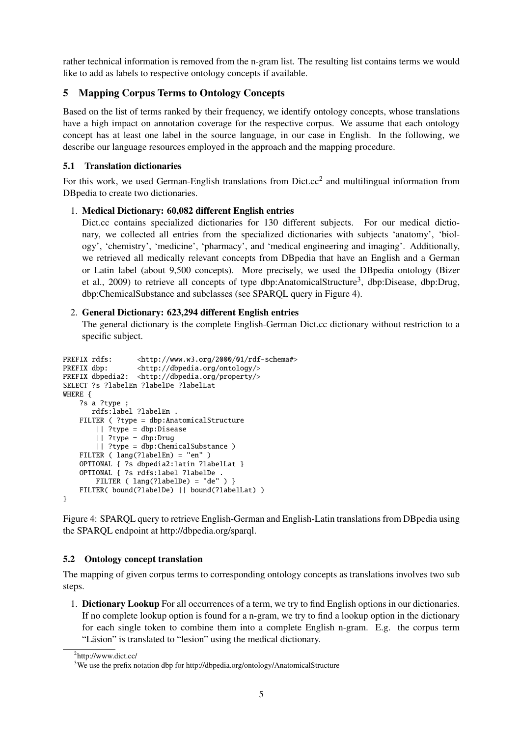rather technical information is removed from the n-gram list. The resulting list contains terms we would like to add as labels to respective ontology concepts if available.

## 5 Mapping Corpus Terms to Ontology Concepts

Based on the list of terms ranked by their frequency, we identify ontology concepts, whose translations have a high impact on annotation coverage for the respective corpus. We assume that each ontology concept has at least one label in the source language, in our case in English. In the following, we describe our language resources employed in the approach and the mapping procedure.

### 5.1 Translation dictionaries

For this work, we used German-English translations from Dict.cc[2] and multilingual information from DBpedia to create two dictionaries.

1. **Medical Dictionary: 60,082 different English entries**
   Dict.cc contains specialized dictionaries for 130 different subjects. For our medical dictionary, we collected all entries from the specialized dictionaries with subjects 'anatomy', 'biology', 'chemistry', 'medicine', 'pharmacy', and 'medical engineering and imaging'. Additionally, we retrieved all medically relevant concepts from DBpedia that have an English and a German or Latin label (about 9,500 concepts). More precisely, we used the DBpedia ontology (Bizer et al., 2009) to retrieve all concepts of type dbp:AnatomicalStructure[3], dbp:Disease, dbp:Drug, dbp:ChemicalSubstance and subclasses (see SPARQL query in Figure 4).

2. **General Dictionary: 623,294 different English entries**
   The general dictionary is the complete English-German Dict.cc dictionary without restriction to a specific subject.

```
PREFIX rdfs:      <http://www.w3.org/2000/01/rdf-schema#>
PREFIX dbp:       <http://dbpedia.org/ontology/>
PREFIX dbpedia2:  <http://dbpedia.org/property/>
SELECT ?s ?labelEn ?labelDe ?labelLat
WHERE {
    ?s a ?type ;
       rdfs:label ?labelEn .
    FILTER ( ?type = dbp:AnatomicalStructure
        || ?type = dbp:Disease
        || ?type = dbp:Drug
        || ?type = dbp:ChemicalSubstance )
    FILTER ( lang(?labelEn) = "en" )
    OPTIONAL { ?s dbpedia2:latin ?labelLat }
    OPTIONAL { ?s rdfs:label ?labelDe .
        FILTER ( lang(?labelDe) = "de" ) }
    FILTER( bound(?labelDe) || bound(?labelLat) )
}
```

Figure 4: SPARQL query to retrieve English-German and English-Latin translations from DBpedia using the SPARQL endpoint at http://dbpedia.org/sparql.

### 5.2 Ontology concept translation

The mapping of given corpus terms to corresponding ontology concepts as translations involves two sub steps.

1. **Dictionary Lookup** For all occurrences of a term, we try to find English options in our dictionaries. If no complete lookup option is found for a n-gram, we try to find a lookup option in the dictionary for each single token to combine them into a complete English n-gram. E.g. the corpus term "Läsion" is translated to "lesion" using the medical dictionary.

[2] http://www.dict.cc/

[3] We use the prefix notation dbp for http://dbpedia.org/ontology/AnatomicalStructure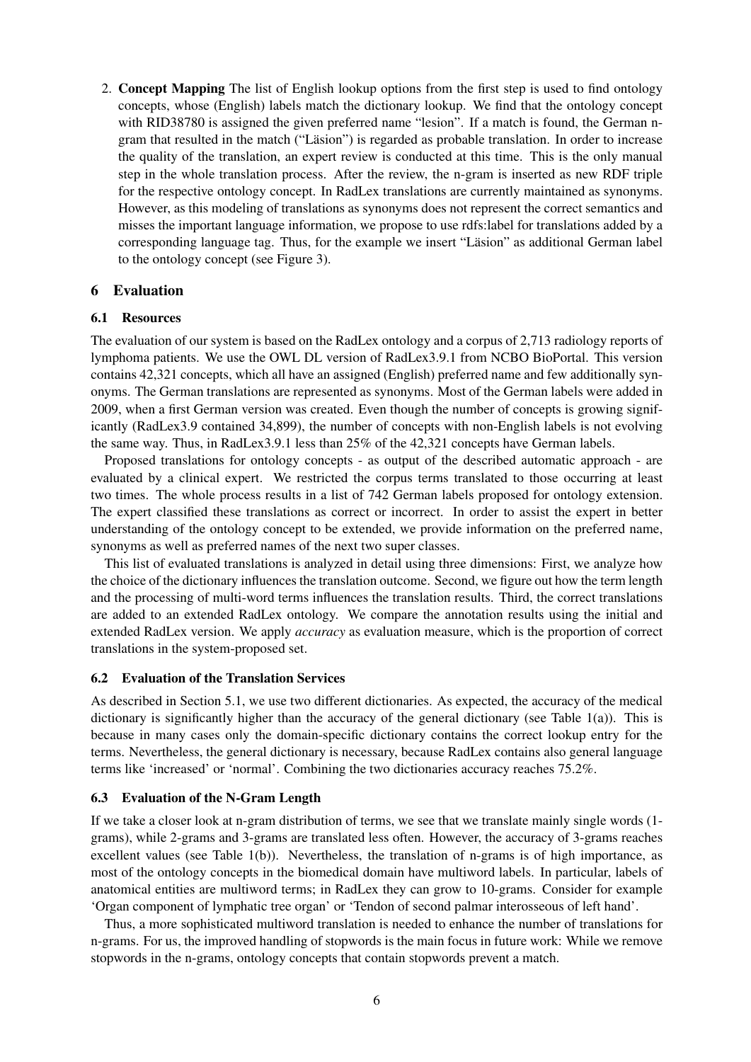2. **Concept Mapping** The list of English lookup options from the first step is used to find ontology concepts, whose (English) labels match the dictionary lookup. We find that the ontology concept with RID38780 is assigned the given preferred name "lesion". If a match is found, the German n-gram that resulted in the match ("Läsion") is regarded as probable translation. In order to increase the quality of the translation, an expert review is conducted at this time. This is the only manual step in the whole translation process. After the review, the n-gram is inserted as new RDF triple for the respective ontology concept. In RadLex translations are currently maintained as synonyms. However, as this modeling of translations as synonyms does not represent the correct semantics and misses the important language information, we propose to use rdfs:label for translations added by a corresponding language tag. Thus, for the example we insert "Läsion" as additional German label to the ontology concept (see Figure 3).

## 6 Evaluation

### 6.1 Resources

The evaluation of our system is based on the RadLex ontology and a corpus of 2,713 radiology reports of lymphoma patients. We use the OWL DL version of RadLex3.9.1 from NCBO BioPortal. This version contains 42,321 concepts, which all have an assigned (English) preferred name and few additionally synonyms. The German translations are represented as synonyms. Most of the German labels were added in 2009, when a first German version was created. Even though the number of concepts is growing significantly (RadLex3.9 contained 34,899), the number of concepts with non-English labels is not evolving the same way. Thus, in RadLex3.9.1 less than 25% of the 42,321 concepts have German labels.

Proposed translations for ontology concepts - as output of the described automatic approach - are evaluated by a clinical expert. We restricted the corpus terms translated to those occurring at least two times. The whole process results in a list of 742 German labels proposed for ontology extension. The expert classified these translations as correct or incorrect. In order to assist the expert in better understanding of the ontology concept to be extended, we provide information on the preferred name, synonyms as well as preferred names of the next two super classes.

This list of evaluated translations is analyzed in detail using three dimensions: First, we analyze how the choice of the dictionary influences the translation outcome. Second, we figure out how the term length and the processing of multi-word terms influences the translation results. Third, the correct translations are added to an extended RadLex ontology. We compare the annotation results using the initial and extended RadLex version. We apply *accuracy* as evaluation measure, which is the proportion of correct translations in the system-proposed set.

### 6.2 Evaluation of the Translation Services

As described in Section 5.1, we use two different dictionaries. As expected, the accuracy of the medical dictionary is significantly higher than the accuracy of the general dictionary (see Table 1(a)). This is because in many cases only the domain-specific dictionary contains the correct lookup entry for the terms. Nevertheless, the general dictionary is necessary, because RadLex contains also general language terms like 'increased' or 'normal'. Combining the two dictionaries accuracy reaches 75.2%.

### 6.3 Evaluation of the N-Gram Length

If we take a closer look at n-gram distribution of terms, we see that we translate mainly single words (1-grams), while 2-grams and 3-grams are translated less often. However, the accuracy of 3-grams reaches excellent values (see Table 1(b)). Nevertheless, the translation of n-grams is of high importance, as most of the ontology concepts in the biomedical domain have multiword labels. In particular, labels of anatomical entities are multiword terms; in RadLex they can grow to 10-grams. Consider for example 'Organ component of lymphatic tree organ' or 'Tendon of second palmar interosseous of left hand'.

Thus, a more sophisticated multiword translation is needed to enhance the number of translations for n-grams. For us, the improved handling of stopwords is the main focus in future work: While we remove stopwords in the n-grams, ontology concepts that contain stopwords prevent a match.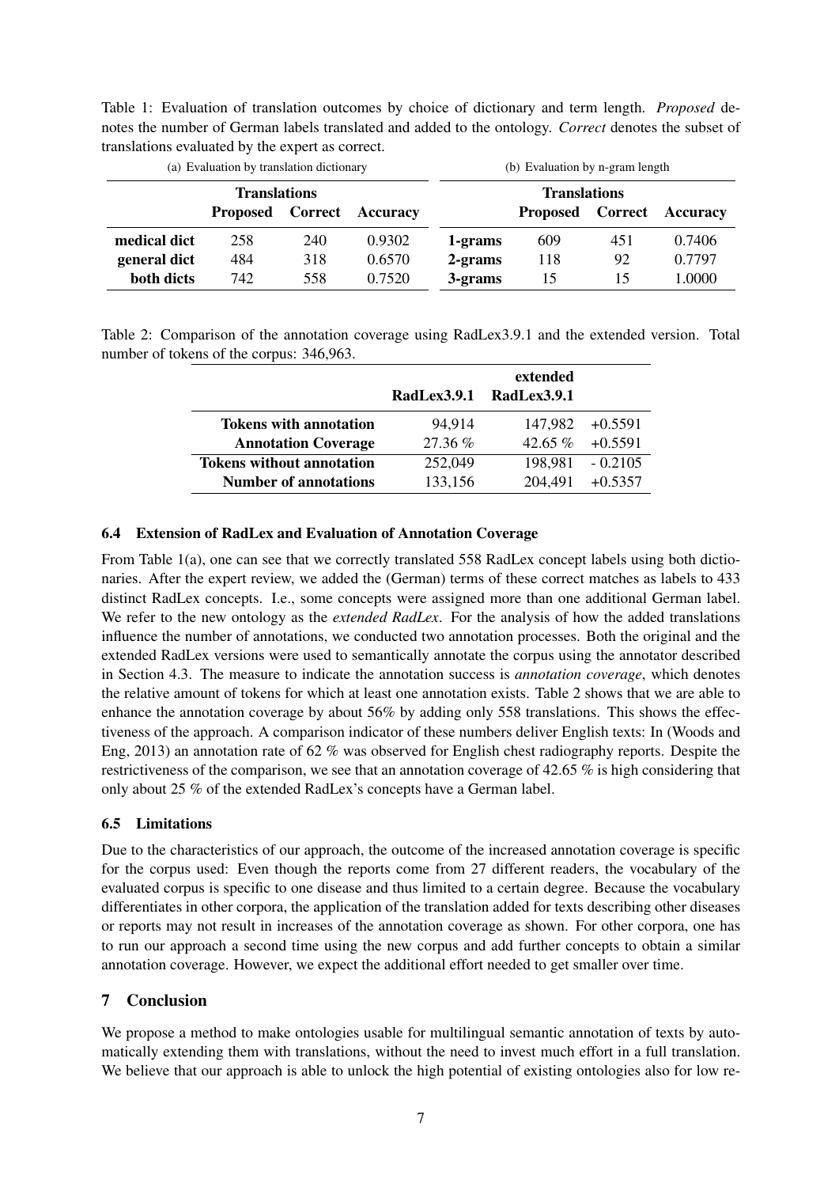Table 1: Evaluation of translation outcomes by choice of dictionary and term length. *Proposed* denotes the number of German labels translated and added to the ontology. *Correct* denotes the subset of translations evaluated by the expert as correct.

(a) Evaluation by translation dictionary

| | Translations | | |
|---|---|---|---|
| | **Proposed** | **Correct** | **Accuracy** |
| **medical dict** | 258 | 240 | 0.9302 |
| **general dict** | 484 | 318 | 0.6570 |
| **both dicts** | 742 | 558 | 0.7520 |

(b) Evaluation by n-gram length

| | Translations | | |
|---|---|---|---|
| | **Proposed** | **Correct** | **Accuracy** |
| **1-grams** | 609 | 451 | 0.7406 |
| **2-grams** | 118 | 92 | 0.7797 |
| **3-grams** | 15 | 15 | 1.0000 |

Table 2: Comparison of the annotation coverage using RadLex3.9.1 and the extended version. Total number of tokens of the corpus: 346,963.

| | **RadLex3.9.1** | **extended RadLex3.9.1** | |
|---|---|---|---|
| **Tokens with annotation** | 94,914 | 147,982 | +0.5591 |
| **Annotation Coverage** | 27.36 % | 42.65 % | +0.5591 |
| **Tokens without annotation** | 252,049 | 198,981 | - 0.2105 |
| **Number of annotations** | 133,156 | 204,491 | +0.5357 |

### 6.4 Extension of RadLex and Evaluation of Annotation Coverage

From Table 1(a), one can see that we correctly translated 558 RadLex concept labels using both dictionaries. After the expert review, we added the (German) terms of these correct matches as labels to 433 distinct RadLex concepts. I.e., some concepts were assigned more than one additional German label. We refer to the new ontology as the *extended RadLex*. For the analysis of how the added translations influence the number of annotations, we conducted two annotation processes. Both the original and the extended RadLex versions were used to semantically annotate the corpus using the annotator described in Section 4.3. The measure to indicate the annotation success is *annotation coverage*, which denotes the relative amount of tokens for which at least one annotation exists. Table 2 shows that we are able to enhance the annotation coverage by about 56% by adding only 558 translations. This shows the effectiveness of the approach. A comparison indicator of these numbers deliver English texts: In (Woods and Eng, 2013) an annotation rate of 62 % was observed for English chest radiography reports. Despite the restrictiveness of the comparison, we see that an annotation coverage of 42.65 % is high considering that only about 25 % of the extended RadLex's concepts have a German label.

### 6.5 Limitations

Due to the characteristics of our approach, the outcome of the increased annotation coverage is specific for the corpus used: Even though the reports come from 27 different readers, the vocabulary of the evaluated corpus is specific to one disease and thus limited to a certain degree. Because the vocabulary differentiates in other corpora, the application of the translation added for texts describing other diseases or reports may not result in increases of the annotation coverage as shown. For other corpora, one has to run our approach a second time using the new corpus and add further concepts to obtain a similar annotation coverage. However, we expect the additional effort needed to get smaller over time.

## 7 Conclusion

We propose a method to make ontologies usable for multilingual semantic annotation of texts by automatically extending them with translations, without the need to invest much effort in a full translation. We believe that our approach is able to unlock the high potential of existing ontologies also for low re-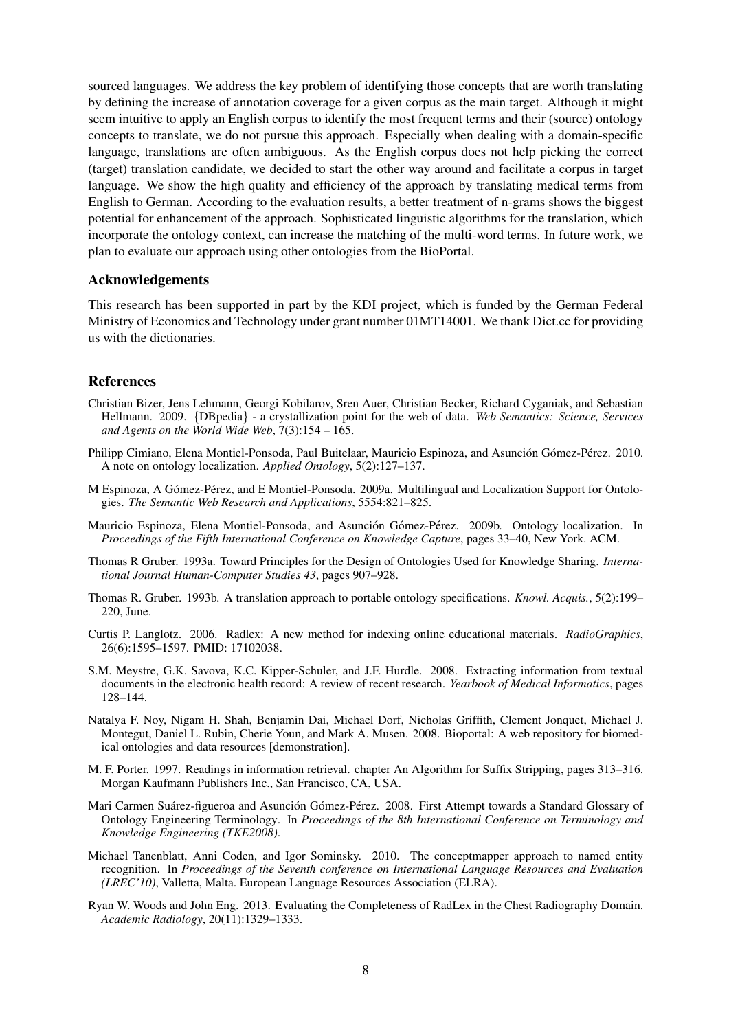sourced languages. We address the key problem of identifying those concepts that are worth translating by defining the increase of annotation coverage for a given corpus as the main target. Although it might seem intuitive to apply an English corpus to identify the most frequent terms and their (source) ontology concepts to translate, we do not pursue this approach. Especially when dealing with a domain-specific language, translations are often ambiguous. As the English corpus does not help picking the correct (target) translation candidate, we decided to start the other way around and facilitate a corpus in target language. We show the high quality and efficiency of the approach by translating medical terms from English to German. According to the evaluation results, a better treatment of n-grams shows the biggest potential for enhancement of the approach. Sophisticated linguistic algorithms for the translation, which incorporate the ontology context, can increase the matching of the multi-word terms. In future work, we plan to evaluate our approach using other ontologies from the BioPortal.

## Acknowledgements

This research has been supported in part by the KDI project, which is funded by the German Federal Ministry of Economics and Technology under grant number 01MT14001. We thank Dict.cc for providing us with the dictionaries.

## References

Christian Bizer, Jens Lehmann, Georgi Kobilarov, Sren Auer, Christian Becker, Richard Cyganiak, and Sebastian Hellmann. 2009. {DBpedia} - a crystallization point for the web of data. *Web Semantics: Science, Services and Agents on the World Wide Web*, 7(3):154 – 165.

Philipp Cimiano, Elena Montiel-Ponsoda, Paul Buitelaar, Mauricio Espinoza, and Asunción Gómez-Pérez. 2010. A note on ontology localization. *Applied Ontology*, 5(2):127–137.

M Espinoza, A Gómez-Pérez, and E Montiel-Ponsoda. 2009a. Multilingual and Localization Support for Ontologies. *The Semantic Web Research and Applications*, 5554:821–825.

Mauricio Espinoza, Elena Montiel-Ponsoda, and Asunción Gómez-Pérez. 2009b. Ontology localization. In *Proceedings of the Fifth International Conference on Knowledge Capture*, pages 33–40, New York. ACM.

Thomas R Gruber. 1993a. Toward Principles for the Design of Ontologies Used for Knowledge Sharing. *International Journal Human-Computer Studies 43*, pages 907–928.

Thomas R. Gruber. 1993b. A translation approach to portable ontology specifications. *Knowl. Acquis.*, 5(2):199–220, June.

Curtis P. Langlotz. 2006. Radlex: A new method for indexing online educational materials. *RadioGraphics*, 26(6):1595–1597. PMID: 17102038.

S.M. Meystre, G.K. Savova, K.C. Kipper-Schuler, and J.F. Hurdle. 2008. Extracting information from textual documents in the electronic health record: A review of recent research. *Yearbook of Medical Informatics*, pages 128–144.

Natalya F. Noy, Nigam H. Shah, Benjamin Dai, Michael Dorf, Nicholas Griffith, Clement Jonquet, Michael J. Montegut, Daniel L. Rubin, Cherie Youn, and Mark A. Musen. 2008. Bioportal: A web repository for biomedical ontologies and data resources [demonstration].

M. F. Porter. 1997. Readings in information retrieval. chapter An Algorithm for Suffix Stripping, pages 313–316. Morgan Kaufmann Publishers Inc., San Francisco, CA, USA.

Mari Carmen Suárez-figueroa and Asunción Gómez-Pérez. 2008. First Attempt towards a Standard Glossary of Ontology Engineering Terminology. In *Proceedings of the 8th International Conference on Terminology and Knowledge Engineering (TKE2008)*.

Michael Tanenblatt, Anni Coden, and Igor Sominsky. 2010. The conceptmapper approach to named entity recognition. In *Proceedings of the Seventh conference on International Language Resources and Evaluation (LREC'10)*, Valletta, Malta. European Language Resources Association (ELRA).

Ryan W. Woods and John Eng. 2013. Evaluating the Completeness of RadLex in the Chest Radiography Domain. *Academic Radiology*, 20(11):1329–1333.